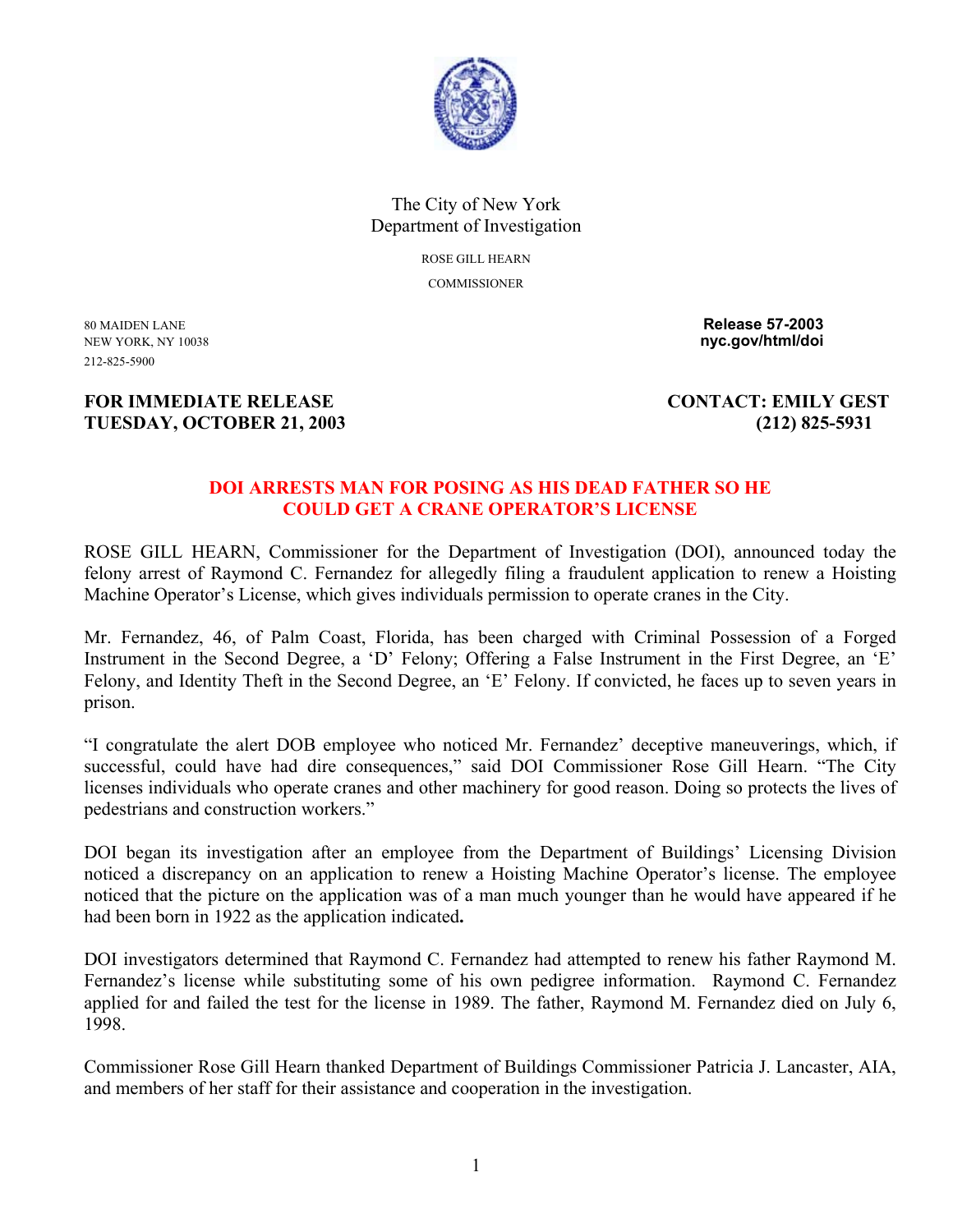The City of New York
Department of Investigation

ROSE GILL HEARN
COMMISSIONER

80 MAIDEN LANE
NEW YORK, NY 10038
212-825-5900

**Release 57-2003**
**nyc.gov/html/doi**

**FOR IMMEDIATE RELEASE**
**TUESDAY, OCTOBER 21, 2003**

**CONTACT: EMILY GEST**
**(212) 825-5931**

## DOI ARRESTS MAN FOR POSING AS HIS DEAD FATHER SO HE COULD GET A CRANE OPERATOR'S LICENSE

ROSE GILL HEARN, Commissioner for the Department of Investigation (DOI), announced today the felony arrest of Raymond C. Fernandez for allegedly filing a fraudulent application to renew a Hoisting Machine Operator's License, which gives individuals permission to operate cranes in the City.

Mr. Fernandez, 46, of Palm Coast, Florida, has been charged with Criminal Possession of a Forged Instrument in the Second Degree, a 'D' Felony; Offering a False Instrument in the First Degree, an 'E' Felony, and Identity Theft in the Second Degree, an 'E' Felony. If convicted, he faces up to seven years in prison.

"I congratulate the alert DOB employee who noticed Mr. Fernandez' deceptive maneuverings, which, if successful, could have had dire consequences," said DOI Commissioner Rose Gill Hearn. "The City licenses individuals who operate cranes and other machinery for good reason. Doing so protects the lives of pedestrians and construction workers."

DOI began its investigation after an employee from the Department of Buildings' Licensing Division noticed a discrepancy on an application to renew a Hoisting Machine Operator's license. The employee noticed that the picture on the application was of a man much younger than he would have appeared if he had been born in 1922 as the application indicated.

DOI investigators determined that Raymond C. Fernandez had attempted to renew his father Raymond M. Fernandez's license while substituting some of his own pedigree information. Raymond C. Fernandez applied for and failed the test for the license in 1989. The father, Raymond M. Fernandez died on July 6, 1998.

Commissioner Rose Gill Hearn thanked Department of Buildings Commissioner Patricia J. Lancaster, AIA, and members of her staff for their assistance and cooperation in the investigation.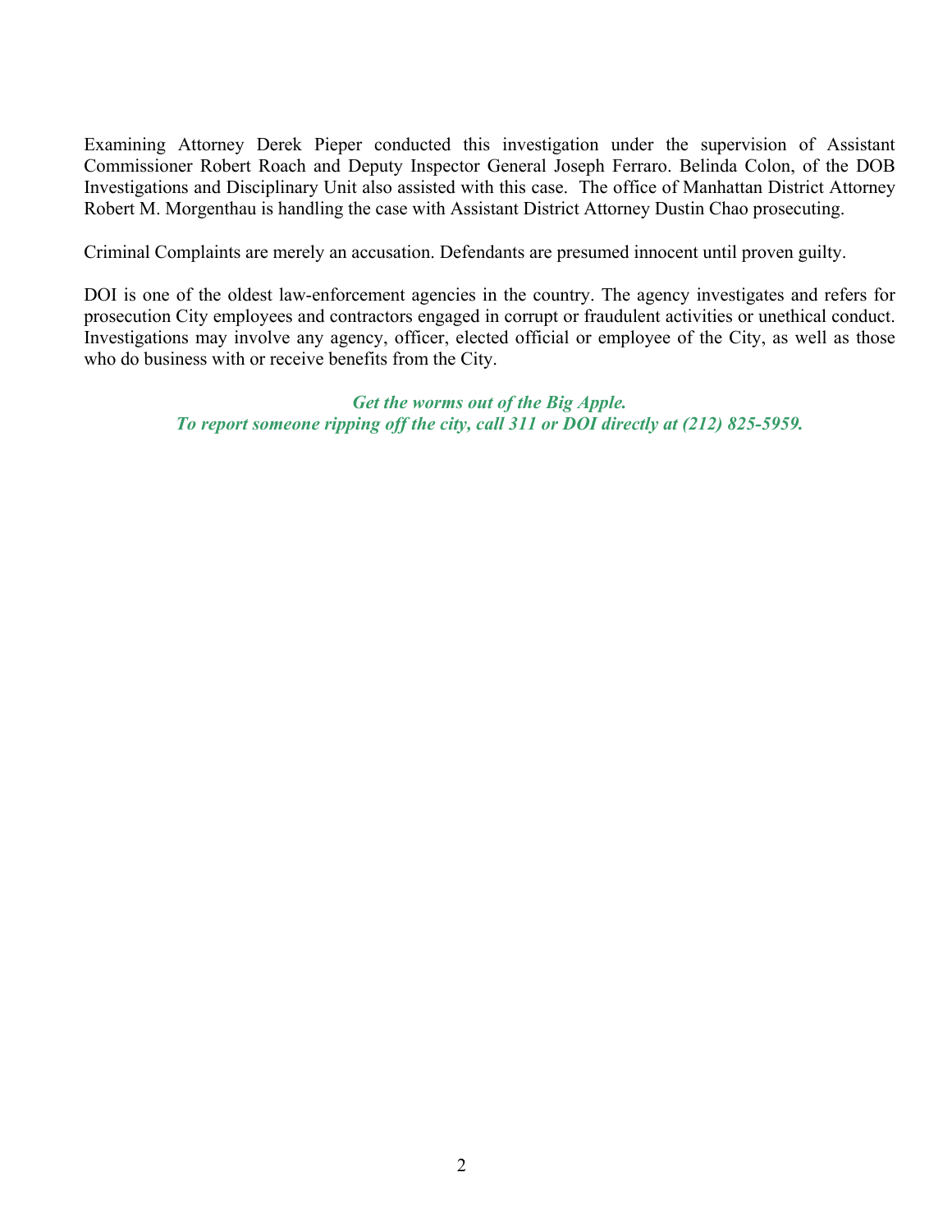Examining Attorney Derek Pieper conducted this investigation under the supervision of Assistant Commissioner Robert Roach and Deputy Inspector General Joseph Ferraro. Belinda Colon, of the DOB Investigations and Disciplinary Unit also assisted with this case. The office of Manhattan District Attorney Robert M. Morgenthau is handling the case with Assistant District Attorney Dustin Chao prosecuting.

Criminal Complaints are merely an accusation. Defendants are presumed innocent until proven guilty.

DOI is one of the oldest law-enforcement agencies in the country. The agency investigates and refers for prosecution City employees and contractors engaged in corrupt or fraudulent activities or unethical conduct. Investigations may involve any agency, officer, elected official or employee of the City, as well as those who do business with or receive benefits from the City.

***Get the worms out of the Big Apple.***
***To report someone ripping off the city, call 311 or DOI directly at (212) 825-5959.***